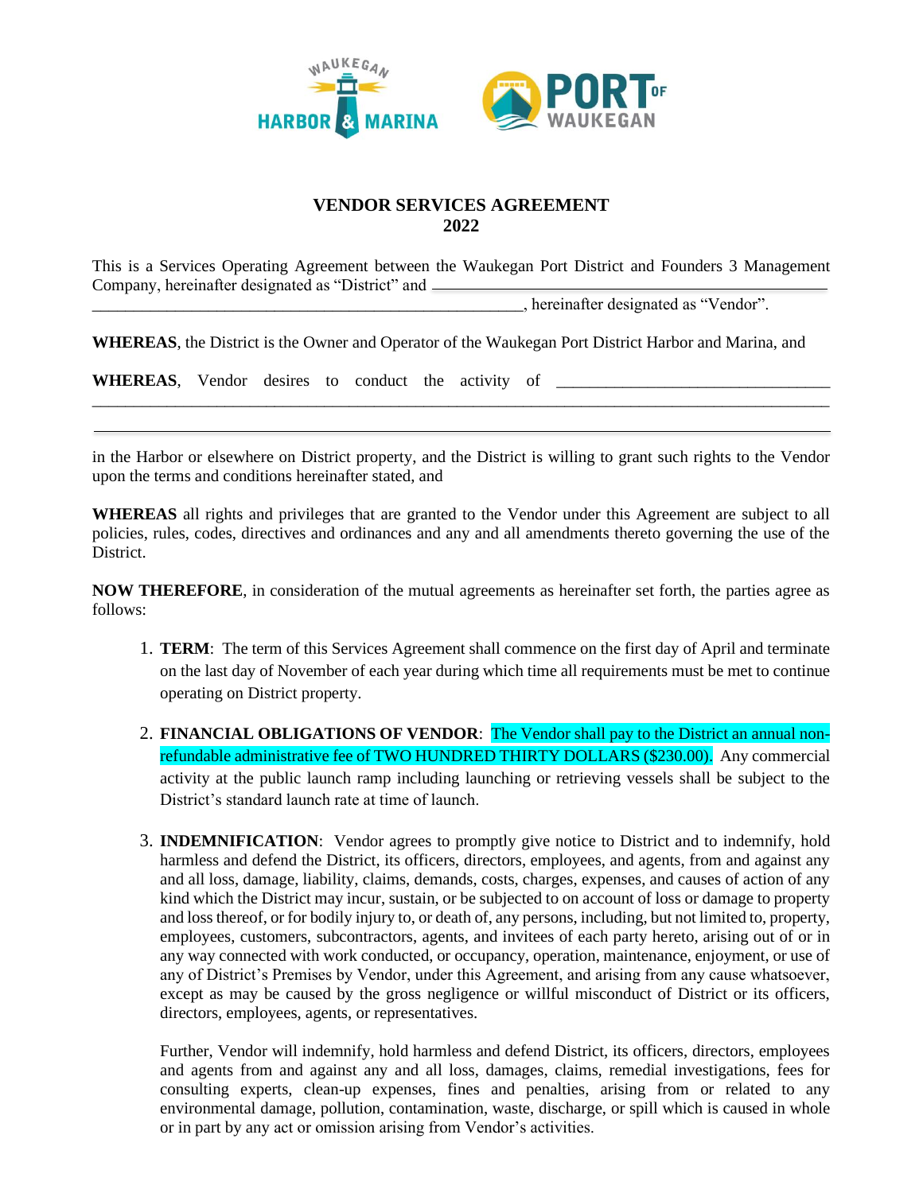WAUKEGAN HARBOR & MARINA PORT OF WAUKEGAN

# VENDOR SERVICES AGREEMENT
# 2022

This is a Services Operating Agreement between the Waukegan Port District and Founders 3 Management Company, hereinafter designated as "District" and ______________________________________________ ______________________________________________________, hereinafter designated as "Vendor".

**WHEREAS**, the District is the Owner and Operator of the Waukegan Port District Harbor and Marina, and

**WHEREAS**, Vendor desires to conduct the activity of ________________________________ ______________________________________________________________________________________ ______________________________________________________________________________________

in the Harbor or elsewhere on District property, and the District is willing to grant such rights to the Vendor upon the terms and conditions hereinafter stated, and

**WHEREAS** all rights and privileges that are granted to the Vendor under this Agreement are subject to all policies, rules, codes, directives and ordinances and any and all amendments thereto governing the use of the District.

**NOW THEREFORE**, in consideration of the mutual agreements as hereinafter set forth, the parties agree as follows:

1. **TERM**: The term of this Services Agreement shall commence on the first day of April and terminate on the last day of November of each year during which time all requirements must be met to continue operating on District property.

2. **FINANCIAL OBLIGATIONS OF VENDOR**: The Vendor shall pay to the District an annual non-refundable administrative fee of TWO HUNDRED THIRTY DOLLARS ($230.00). Any commercial activity at the public launch ramp including launching or retrieving vessels shall be subject to the District's standard launch rate at time of launch.

3. **INDEMNIFICATION**: Vendor agrees to promptly give notice to District and to indemnify, hold harmless and defend the District, its officers, directors, employees, and agents, from and against any and all loss, damage, liability, claims, demands, costs, charges, expenses, and causes of action of any kind which the District may incur, sustain, or be subjected to on account of loss or damage to property and loss thereof, or for bodily injury to, or death of, any persons, including, but not limited to, property, employees, customers, subcontractors, agents, and invitees of each party hereto, arising out of or in any way connected with work conducted, or occupancy, operation, maintenance, enjoyment, or use of any of District's Premises by Vendor, under this Agreement, and arising from any cause whatsoever, except as may be caused by the gross negligence or willful misconduct of District or its officers, directors, employees, agents, or representatives.

   Further, Vendor will indemnify, hold harmless and defend District, its officers, directors, employees and agents from and against any and all loss, damages, claims, remedial investigations, fees for consulting experts, clean-up expenses, fines and penalties, arising from or related to any environmental damage, pollution, contamination, waste, discharge, or spill which is caused in whole or in part by any act or omission arising from Vendor's activities.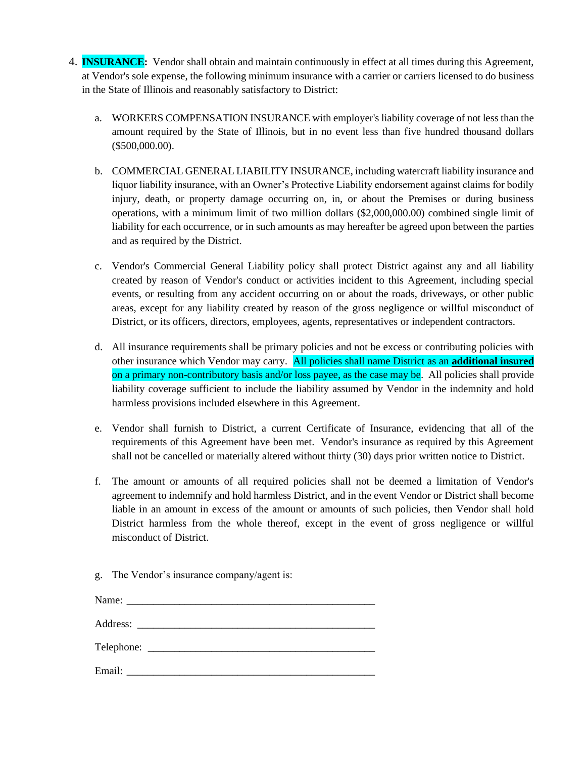4. **INSURANCE:** Vendor shall obtain and maintain continuously in effect at all times during this Agreement, at Vendor's sole expense, the following minimum insurance with a carrier or carriers licensed to do business in the State of Illinois and reasonably satisfactory to District:

   a. WORKERS COMPENSATION INSURANCE with employer's liability coverage of not less than the amount required by the State of Illinois, but in no event less than five hundred thousand dollars ($500,000.00).

   b. COMMERCIAL GENERAL LIABILITY INSURANCE, including watercraft liability insurance and liquor liability insurance, with an Owner's Protective Liability endorsement against claims for bodily injury, death, or property damage occurring on, in, or about the Premises or during business operations, with a minimum limit of two million dollars ($2,000,000.00) combined single limit of liability for each occurrence, or in such amounts as may hereafter be agreed upon between the parties and as required by the District.

   c. Vendor's Commercial General Liability policy shall protect District against any and all liability created by reason of Vendor's conduct or activities incident to this Agreement, including special events, or resulting from any accident occurring on or about the roads, driveways, or other public areas, except for any liability created by reason of the gross negligence or willful misconduct of District, or its officers, directors, employees, agents, representatives or independent contractors.

   d. All insurance requirements shall be primary policies and not be excess or contributing policies with other insurance which Vendor may carry. All policies shall name District as an **additional insured** on a primary non-contributory basis and/or loss payee, as the case may be. All policies shall provide liability coverage sufficient to include the liability assumed by Vendor in the indemnity and hold harmless provisions included elsewhere in this Agreement.

   e. Vendor shall furnish to District, a current Certificate of Insurance, evidencing that all of the requirements of this Agreement have been met. Vendor's insurance as required by this Agreement shall not be cancelled or materially altered without thirty (30) days prior written notice to District.

   f. The amount or amounts of all required policies shall not be deemed a limitation of Vendor's agreement to indemnify and hold harmless District, and in the event Vendor or District shall become liable in an amount in excess of the amount or amounts of such policies, then Vendor shall hold District harmless from the whole thereof, except in the event of gross negligence or willful misconduct of District.

   g. The Vendor's insurance company/agent is:

   Name: ______________________________________________

   Address: ____________________________________________

   Telephone: __________________________________________

   Email: ______________________________________________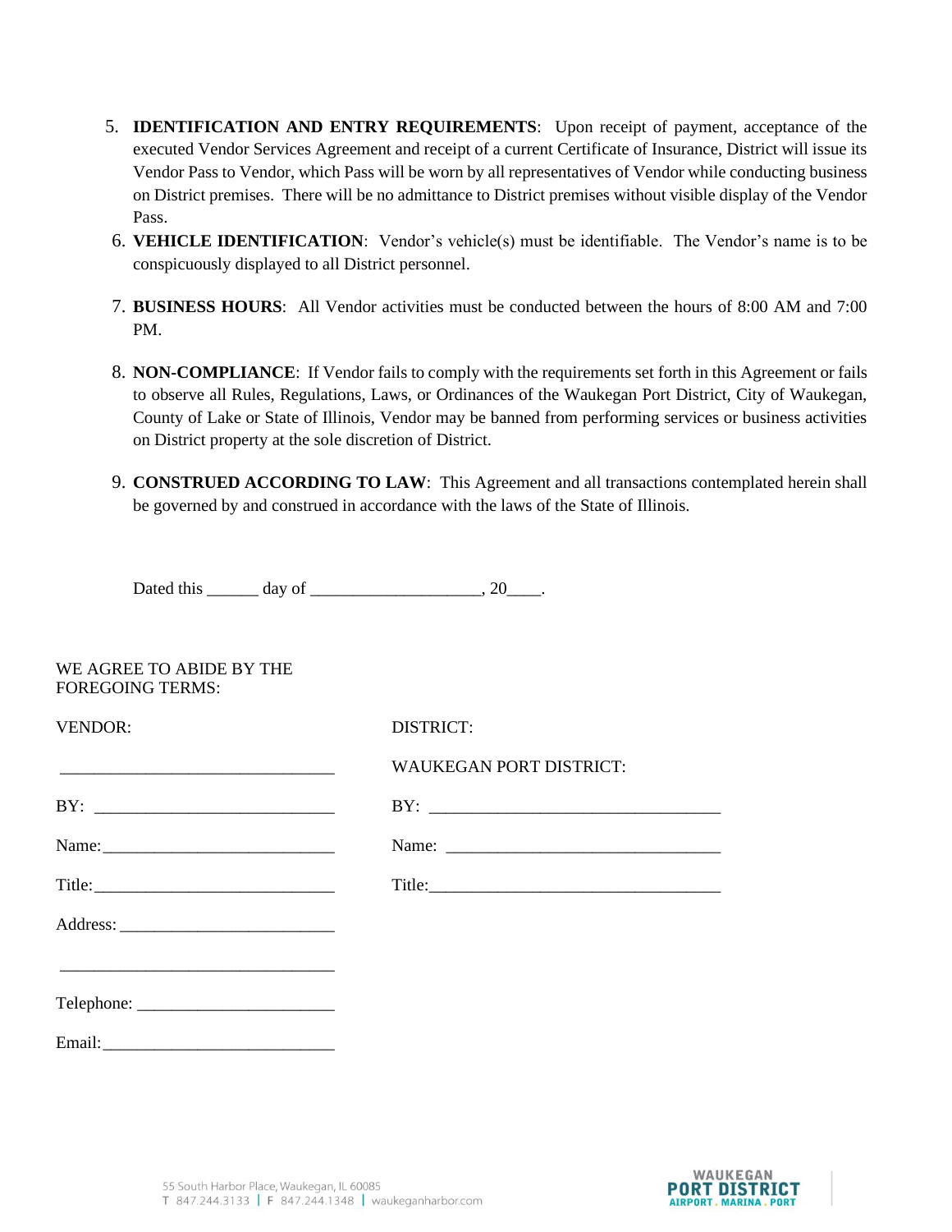5. **IDENTIFICATION AND ENTRY REQUIREMENTS**: Upon receipt of payment, acceptance of the executed Vendor Services Agreement and receipt of a current Certificate of Insurance, District will issue its Vendor Pass to Vendor, which Pass will be worn by all representatives of Vendor while conducting business on District premises. There will be no admittance to District premises without visible display of the Vendor Pass.
6. **VEHICLE IDENTIFICATION**: Vendor's vehicle(s) must be identifiable. The Vendor's name is to be conspicuously displayed to all District personnel.
7. **BUSINESS HOURS**: All Vendor activities must be conducted between the hours of 8:00 AM and 7:00 PM.
8. **NON-COMPLIANCE**: If Vendor fails to comply with the requirements set forth in this Agreement or fails to observe all Rules, Regulations, Laws, or Ordinances of the Waukegan Port District, City of Waukegan, County of Lake or State of Illinois, Vendor may be banned from performing services or business activities on District property at the sole discretion of District.
9. **CONSTRUED ACCORDING TO LAW**: This Agreement and all transactions contemplated herein shall be governed by and construed in accordance with the laws of the State of Illinois.

Dated this ______ day of ____________________, 20____.

WE AGREE TO ABIDE BY THE FOREGOING TERMS:

VENDOR:

________________________________

BY: ___________________________

Name:__________________________

Title:___________________________

Address: ________________________

________________________________

Telephone: ______________________

Email:__________________________

DISTRICT:

WAUKEGAN PORT DISTRICT:

BY: _________________________________

Name: _______________________________

Title:_________________________________

55 South Harbor Place, Waukegan, IL 60085
T 847.244.3133 | F 847.244.1348 | waukeganharbor.com

WAUKEGAN PORT DISTRICT
AIRPORT . MARINA . PORT